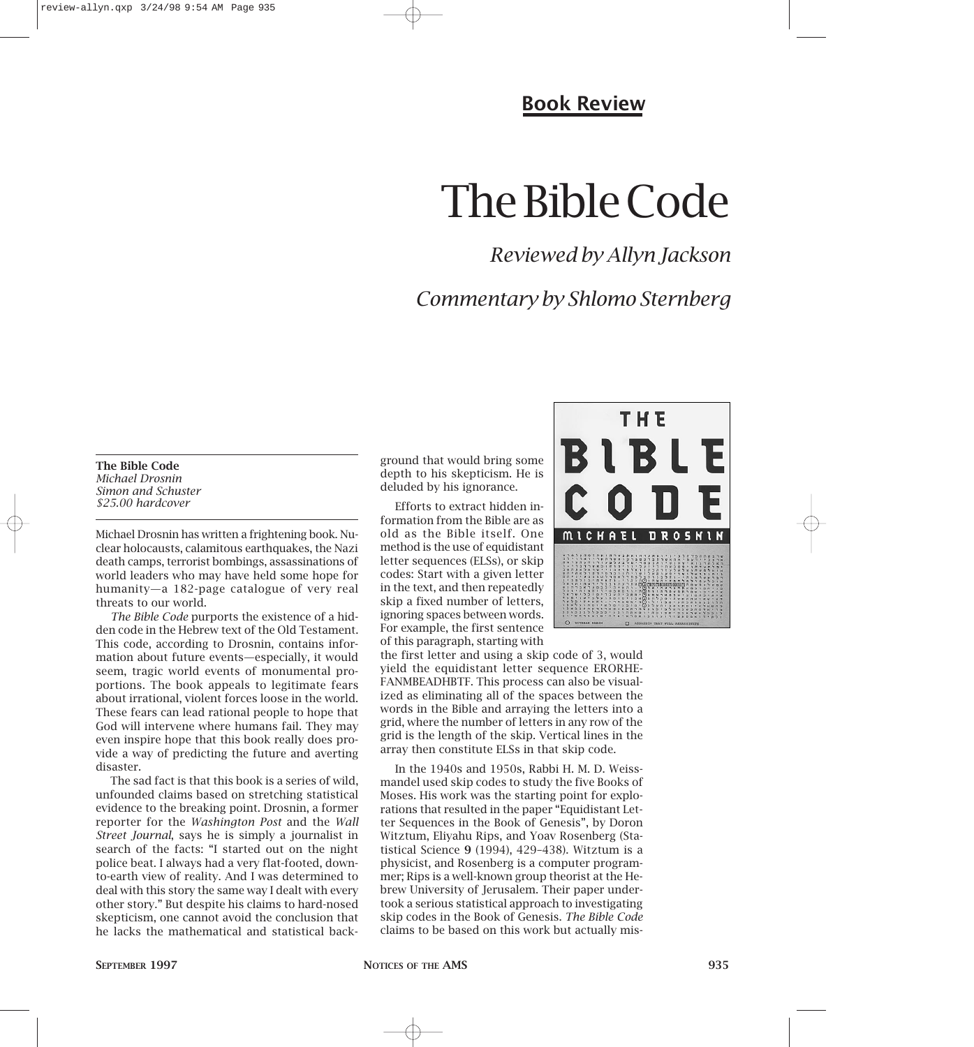## Book Review

# The Bible Code

*Reviewed by Allyn Jackson*

*Commentary by Shlomo Sternberg*

**The Bible Code**
*Michael Drosnin*
*Simon and Schuster*
*$25.00 hardcover*

Michael Drosnin has written a frightening book. Nuclear holocausts, calamitous earthquakes, the Nazi death camps, terrorist bombings, assassinations of world leaders who may have held some hope for humanity—a 182-page catalogue of very real threats to our world.

*The Bible Code* purports the existence of a hidden code in the Hebrew text of the Old Testament. This code, according to Drosnin, contains information about future events—especially, it would seem, tragic world events of monumental proportions. The book appeals to legitimate fears about irrational, violent forces loose in the world. These fears can lead rational people to hope that God will intervene where humans fail. They may even inspire hope that this book really does provide a way of predicting the future and averting disaster.

The sad fact is that this book is a series of wild, unfounded claims based on stretching statistical evidence to the breaking point. Drosnin, a former reporter for the *Washington Post* and the *Wall Street Journal*, says he is simply a journalist in search of the facts: "I started out on the night police beat. I always had a very flat-footed, down-to-earth view of reality. And I was determined to deal with this story the same way I dealt with every other story." But despite his claims to hard-nosed skepticism, one cannot avoid the conclusion that he lacks the mathematical and statistical background that would bring some depth to his skepticism. He is deluded by his ignorance.

Efforts to extract hidden information from the Bible are as old as the Bible itself. One method is the use of equidistant letter sequences (ELSs), or skip codes: Start with a given letter in the text, and then repeatedly skip a fixed number of letters, ignoring spaces between words. For example, the first sentence of this paragraph, starting with the first letter and using a skip code of 3, would yield the equidistant letter sequence ERORHEFANMBEADHBTF. This process can also be visualized as eliminating all of the spaces between the words in the Bible and arraying the letters into a grid, where the number of letters in any row of the grid is the length of the skip. Vertical lines in the array then constitute ELSs in that skip code.

In the 1940s and 1950s, Rabbi H. M. D. Weissmandel used skip codes to study the five Books of Moses. His work was the starting point for explorations that resulted in the paper "Equidistant Letter Sequences in the Book of Genesis", by Doron Witztum, Eliyahu Rips, and Yoav Rosenberg (Statistical Science **9** (1994), 429–438). Witztum is a physicist, and Rosenberg is a computer programmer; Rips is a well-known group theorist at the Hebrew University of Jerusalem. Their paper undertook a serious statistical approach to investigating skip codes in the Book of Genesis. *The Bible Code* claims to be based on this work but actually mis-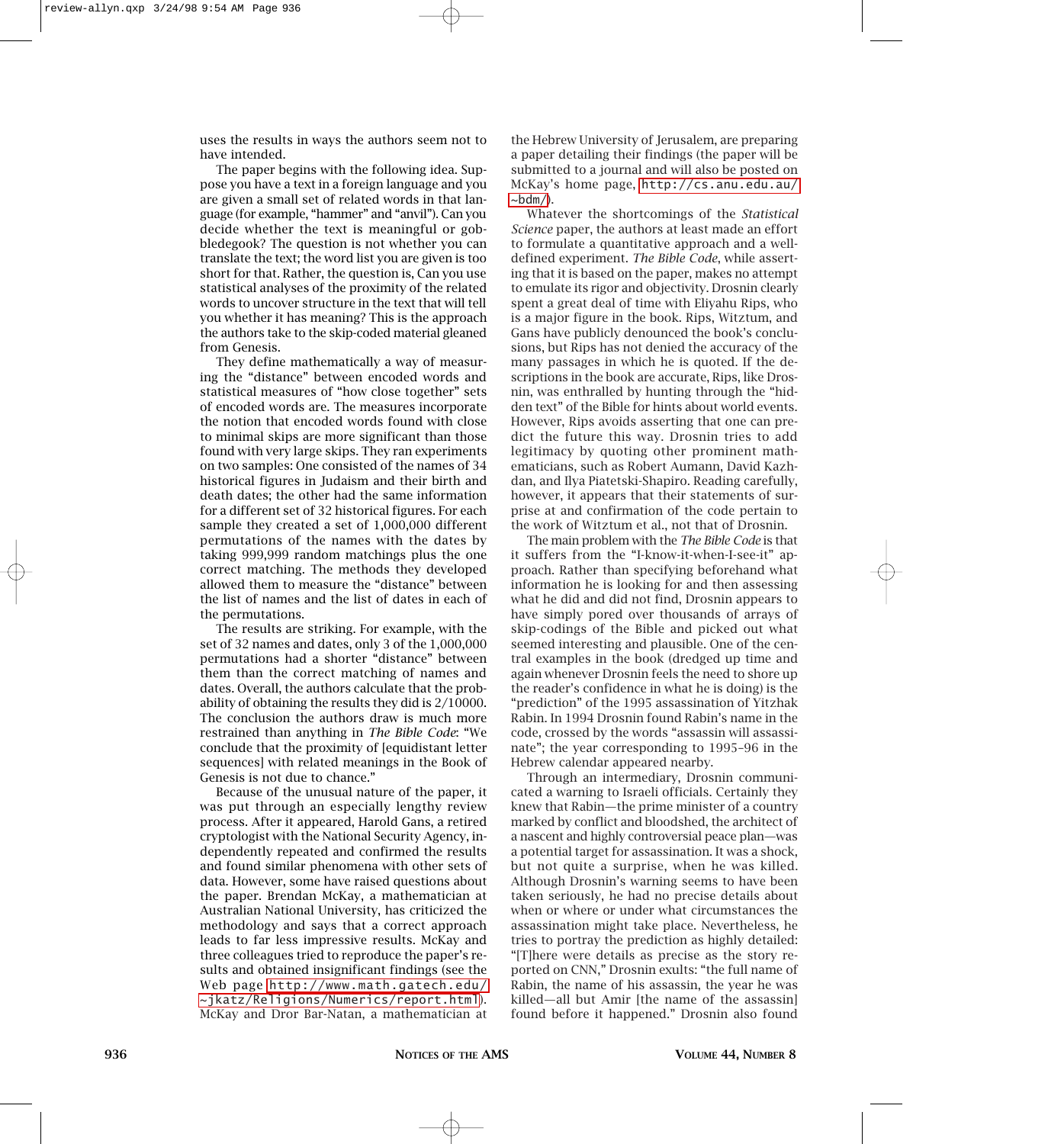uses the results in ways the authors seem not to have intended.

The paper begins with the following idea. Suppose you have a text in a foreign language and you are given a small set of related words in that language (for example, "hammer" and "anvil"). Can you decide whether the text is meaningful or gobbledegook? The question is not whether you can translate the text; the word list you are given is too short for that. Rather, the question is, Can you use statistical analyses of the proximity of the related words to uncover structure in the text that will tell you whether it has meaning? This is the approach the authors take to the skip-coded material gleaned from Genesis.

They define mathematically a way of measuring the "distance" between encoded words and statistical measures of "how close together" sets of encoded words are. The measures incorporate the notion that encoded words found with close to minimal skips are more significant than those found with very large skips. They ran experiments on two samples: One consisted of the names of 34 historical figures in Judaism and their birth and death dates; the other had the same information for a different set of 32 historical figures. For each sample they created a set of 1,000,000 different permutations of the names with the dates by taking 999,999 random matchings plus the one correct matching. The methods they developed allowed them to measure the "distance" between the list of names and the list of dates in each of the permutations.

The results are striking. For example, with the set of 32 names and dates, only 3 of the 1,000,000 permutations had a shorter "distance" between them than the correct matching of names and dates. Overall, the authors calculate that the probability of obtaining the results they did is 2/10000. The conclusion the authors draw is much more restrained than anything in *The Bible Code*: "We conclude that the proximity of [equidistant letter sequences] with related meanings in the Book of Genesis is not due to chance."

Because of the unusual nature of the paper, it was put through an especially lengthy review process. After it appeared, Harold Gans, a retired cryptologist with the National Security Agency, independently repeated and confirmed the results and found similar phenomena with other sets of data. However, some have raised questions about the paper. Brendan McKay, a mathematician at Australian National University, has criticized the methodology and says that a correct approach leads to far less impressive results. McKay and three colleagues tried to reproduce the paper's results and obtained insignificant findings (see the Web page http://www.math.gatech.edu/~jkatz/Religions/Numerics/report.html). McKay and Dror Bar-Natan, a mathematician at the Hebrew University of Jerusalem, are preparing a paper detailing their findings (the paper will be submitted to a journal and will also be posted on McKay's home page, http://cs.anu.edu.au/~bdm/).

Whatever the shortcomings of the *Statistical Science* paper, the authors at least made an effort to formulate a quantitative approach and a well-defined experiment. *The Bible Code*, while asserting that it is based on the paper, makes no attempt to emulate its rigor and objectivity. Drosnin clearly spent a great deal of time with Eliyahu Rips, who is a major figure in the book. Rips, Witztum, and Gans have publicly denounced the book's conclusions, but Rips has not denied the accuracy of the many passages in which he is quoted. If the descriptions in the book are accurate, Rips, like Drosnin, was enthralled by hunting through the "hidden text" of the Bible for hints about world events. However, Rips avoids asserting that one can predict the future this way. Drosnin tries to add legitimacy by quoting other prominent mathematicians, such as Robert Aumann, David Kazhdan, and Ilya Piatetski-Shapiro. Reading carefully, however, it appears that their statements of surprise at and confirmation of the code pertain to the work of Witztum et al., not that of Drosnin.

The main problem with the *The Bible Code* is that it suffers from the "I-know-it-when-I-see-it" approach. Rather than specifying beforehand what information he is looking for and then assessing what he did and did not find, Drosnin appears to have simply pored over thousands of arrays of skip-codings of the Bible and picked out what seemed interesting and plausible. One of the central examples in the book (dredged up time and again whenever Drosnin feels the need to shore up the reader's confidence in what he is doing) is the "prediction" of the 1995 assassination of Yitzhak Rabin. In 1994 Drosnin found Rabin's name in the code, crossed by the words "assassin will assassinate"; the year corresponding to 1995–96 in the Hebrew calendar appeared nearby.

Through an intermediary, Drosnin communicated a warning to Israeli officials. Certainly they knew that Rabin—the prime minister of a country marked by conflict and bloodshed, the architect of a nascent and highly controversial peace plan—was a potential target for assassination. It was a shock, but not quite a surprise, when he was killed. Although Drosnin's warning seems to have been taken seriously, he had no precise details about when or where or under what circumstances the assassination might take place. Nevertheless, he tries to portray the prediction as highly detailed: "[T]here were details as precise as the story reported on CNN," Drosnin exults: "the full name of Rabin, the name of his assassin, the year he was killed—all but Amir [the name of the assassin] found before it happened." Drosnin also found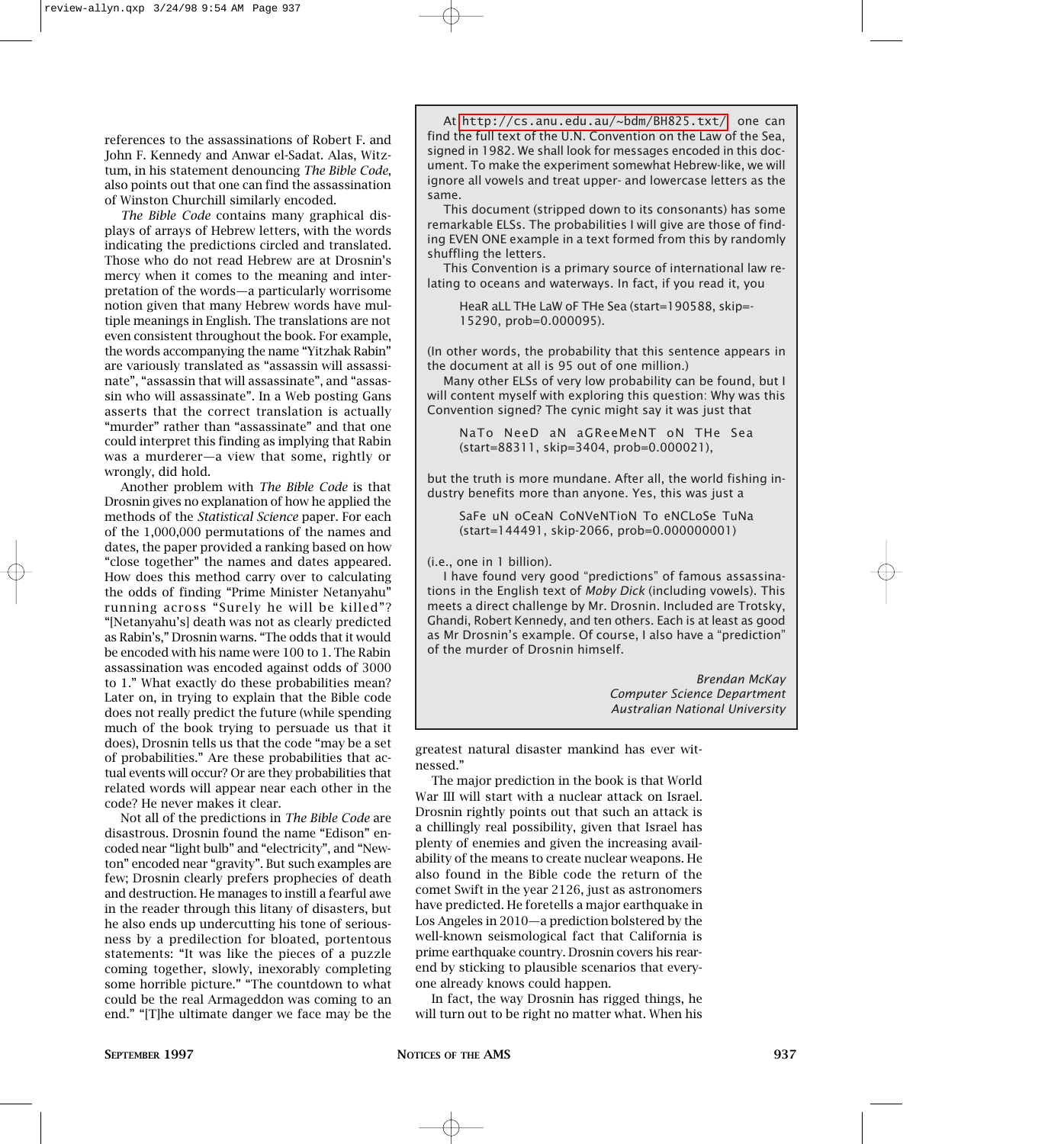references to the assassinations of Robert F. and John F. Kennedy and Anwar el-Sadat. Alas, Witztum, in his statement denouncing *The Bible Code*, also points out that one can find the assassination of Winston Churchill similarly encoded.

*The Bible Code* contains many graphical displays of arrays of Hebrew letters, with the words indicating the predictions circled and translated. Those who do not read Hebrew are at Drosnin's mercy when it comes to the meaning and interpretation of the words—a particularly worrisome notion given that many Hebrew words have multiple meanings in English. The translations are not even consistent throughout the book. For example, the words accompanying the name "Yitzhak Rabin" are variously translated as "assassin will assassinate", "assassin that will assassinate", and "assassin who will assassinate". In a Web posting Gans asserts that the correct translation is actually "murder" rather than "assassinate" and that one could interpret this finding as implying that Rabin was a murderer—a view that some, rightly or wrongly, did hold.

Another problem with *The Bible Code* is that Drosnin gives no explanation of how he applied the methods of the *Statistical Science* paper. For each of the 1,000,000 permutations of the names and dates, the paper provided a ranking based on how "close together" the names and dates appeared. How does this method carry over to calculating the odds of finding "Prime Minister Netanyahu" running across "Surely he will be killed"? "[Netanyahu's] death was not as clearly predicted as Rabin's," Drosnin warns. "The odds that it would be encoded with his name were 100 to 1. The Rabin assassination was encoded against odds of 3000 to 1." What exactly do these probabilities mean? Later on, in trying to explain that the Bible code does not really predict the future (while spending much of the book trying to persuade us that it does), Drosnin tells us that the code "may be a set of probabilities." Are these probabilities that actual events will occur? Or are they probabilities that related words will appear near each other in the code? He never makes it clear.

Not all of the predictions in *The Bible Code* are disastrous. Drosnin found the name "Edison" encoded near "light bulb" and "electricity", and "Newton" encoded near "gravity". But such examples are few; Drosnin clearly prefers prophecies of death and destruction. He manages to instill a fearful awe in the reader through this litany of disasters, but he also ends up undercutting his tone of seriousness by a predilection for bloated, portentous statements: "It was like the pieces of a puzzle coming together, slowly, inexorably completing some horrible picture." "The countdown to what could be the real Armageddon was coming to an end." "[T]he ultimate danger we face may be the greatest natural disaster mankind has ever witnessed."

> At http://cs.anu.edu.au/~bdm/BH825.txt/ one can find the full text of the U.N. Convention on the Law of the Sea, signed in 1982. We shall look for messages encoded in this document. To make the experiment somewhat Hebrew-like, we will ignore all vowels and treat upper- and lowercase letters as the same.
>
> This document (stripped down to its consonants) has some remarkable ELSs. The probabilities I will give are those of finding EVEN ONE example in a text formed from this by randomly shuffling the letters.
>
> This Convention is a primary source of international law relating to oceans and waterways. In fact, if you read it, you
>
> HeaR aLL THe LaW oF THe Sea (start=190588, skip=-15290, prob=0.000095).
>
> (In other words, the probability that this sentence appears in the document at all is 95 out of one million.)
>
> Many other ELSs of very low probability can be found, but I will content myself with exploring this question: Why was this Convention signed? The cynic might say it was just that
>
> NaTo NeeD aN aGReeMeNT oN THe Sea (start=88311, skip=3404, prob=0.000021),
>
> but the truth is more mundane. After all, the world fishing industry benefits more than anyone. Yes, this was just a
>
> SaFe uN oCeaN CoNVeNTioN To eNCLoSe TuNa (start=144491, skip-2066, prob=0.000000001)
>
> (i.e., one in 1 billion).
>
> I have found very good "predictions" of famous assassinations in the English text of *Moby Dick* (including vowels). This meets a direct challenge by Mr. Drosnin. Included are Trotsky, Ghandi, Robert Kennedy, and ten others. Each is at least as good as Mr Drosnin's example. Of course, I also have a "prediction" of the murder of Drosnin himself.
>
> *Brendan McKay*
> *Computer Science Department*
> *Australian National University*

The major prediction in the book is that World War III will start with a nuclear attack on Israel. Drosnin rightly points out that such an attack is a chillingly real possibility, given that Israel has plenty of enemies and given the increasing availability of the means to create nuclear weapons. He also found in the Bible code the return of the comet Swift in the year 2126, just as astronomers have predicted. He foretells a major earthquake in Los Angeles in 2010—a prediction bolstered by the well-known seismological fact that California is prime earthquake country. Drosnin covers his rear-end by sticking to plausible scenarios that everyone already knows could happen.

In fact, the way Drosnin has rigged things, he will turn out to be right no matter what. When his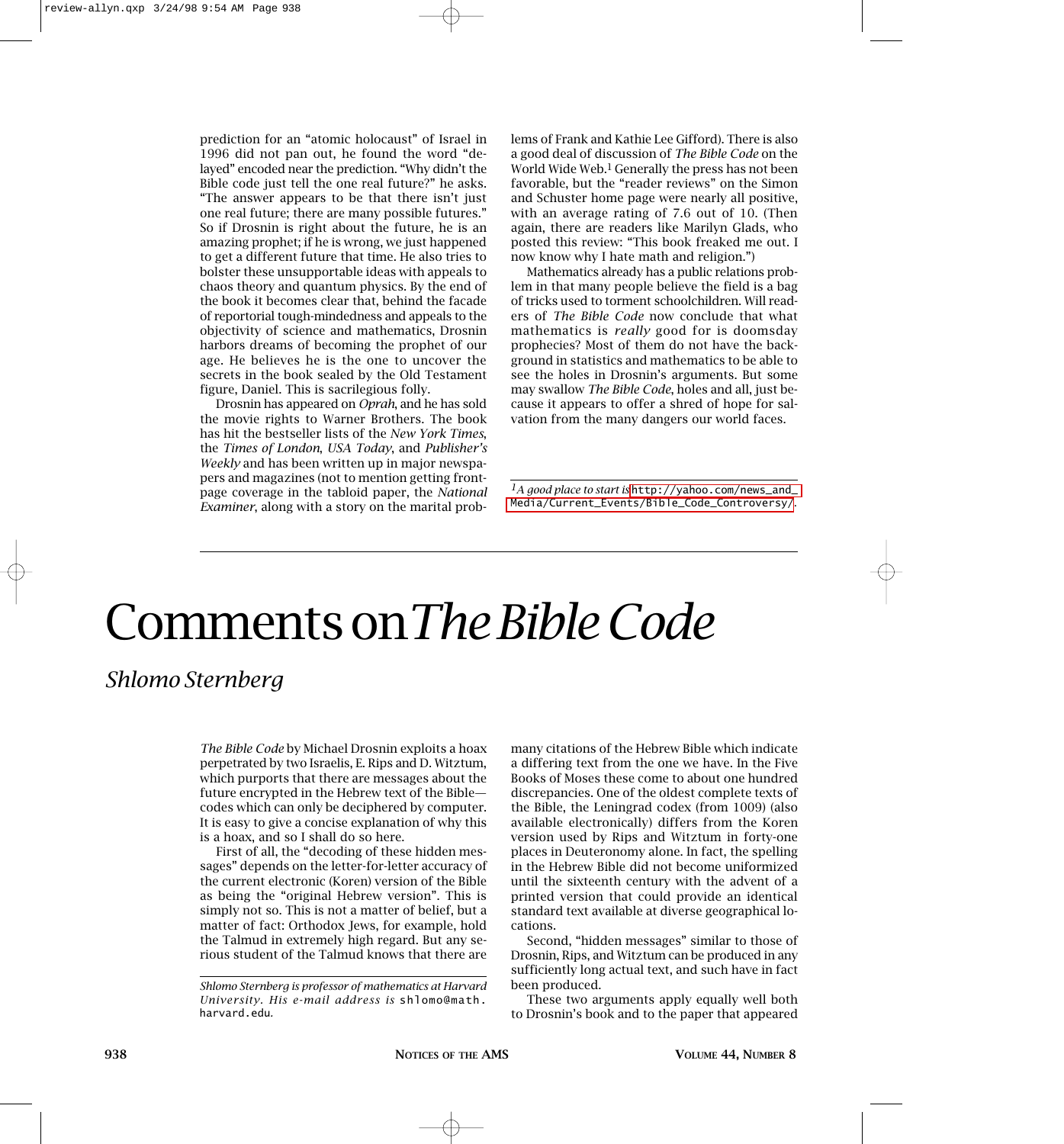prediction for an "atomic holocaust" of Israel in 1996 did not pan out, he found the word "delayed" encoded near the prediction. "Why didn't the Bible code just tell the one real future?" he asks. "The answer appears to be that there isn't just one real future; there are many possible futures." So if Drosnin is right about the future, he is an amazing prophet; if he is wrong, we just happened to get a different future that time. He also tries to bolster these unsupportable ideas with appeals to chaos theory and quantum physics. By the end of the book it becomes clear that, behind the facade of reportorial tough-mindedness and appeals to the objectivity of science and mathematics, Drosnin harbors dreams of becoming the prophet of our age. He believes he is the one to uncover the secrets in the book sealed by the Old Testament figure, Daniel. This is sacrilegious folly.

Drosnin has appeared on *Oprah*, and he has sold the movie rights to Warner Brothers. The book has hit the bestseller lists of the *New York Times*, the *Times of London*, *USA Today*, and *Publisher's Weekly* and has been written up in major newspapers and magazines (not to mention getting front-page coverage in the tabloid paper, the *National Examiner*, along with a story on the marital problems of Frank and Kathie Lee Gifford). There is also a good deal of discussion of *The Bible Code* on the World Wide Web.[1] Generally the press has not been favorable, but the "reader reviews" on the Simon and Schuster home page were nearly all positive, with an average rating of 7.6 out of 10. (Then again, there are readers like Marilyn Glads, who posted this review: "This book freaked me out. I now know why I hate math and religion.")

Mathematics already has a public relations problem in that many people believe the field is a bag of tricks used to torment schoolchildren. Will readers of *The Bible Code* now conclude that what mathematics is *really* good for is doomsday prophecies? Most of them do not have the background in statistics and mathematics to be able to see the holes in Drosnin's arguments. But some may swallow *The Bible Code*, holes and all, just because it appears to offer a shred of hope for salvation from the many dangers our world faces.

[1] *A good place to start is* http://yahoo.com/news_and_Media/Current_Events/Bible_Code_Controversy/.

# Comments on *The Bible Code*

*Shlomo Sternberg*

*The Bible Code* by Michael Drosnin exploits a hoax perpetrated by two Israelis, E. Rips and D. Witztum, which purports that there are messages about the future encrypted in the Hebrew text of the Bible—codes which can only be deciphered by computer. It is easy to give a concise explanation of why this is a hoax, and so I shall do so here.

First of all, the "decoding of these hidden messages" depends on the letter-for-letter accuracy of the current electronic (Koren) version of the Bible as being the "original Hebrew version". This is simply not so. This is not a matter of belief, but a matter of fact: Orthodox Jews, for example, hold the Talmud in extremely high regard. But any serious student of the Talmud knows that there are many citations of the Hebrew Bible which indicate a differing text from the one we have. In the Five Books of Moses these come to about one hundred discrepancies. One of the oldest complete texts of the Bible, the Leningrad codex (from 1009) (also available electronically) differs from the Koren version used by Rips and Witztum in forty-one places in Deuteronomy alone. In fact, the spelling in the Hebrew Bible did not become uniformized until the sixteenth century with the advent of a printed version that could provide an identical standard text available at diverse geographical locations.

Second, "hidden messages" similar to those of Drosnin, Rips, and Witztum can be produced in any sufficiently long actual text, and such have in fact been produced.

These two arguments apply equally well both to Drosnin's book and to the paper that appeared

*Shlomo Sternberg is professor of mathematics at Harvard University. His e-mail address is* shlomo@math.harvard.edu.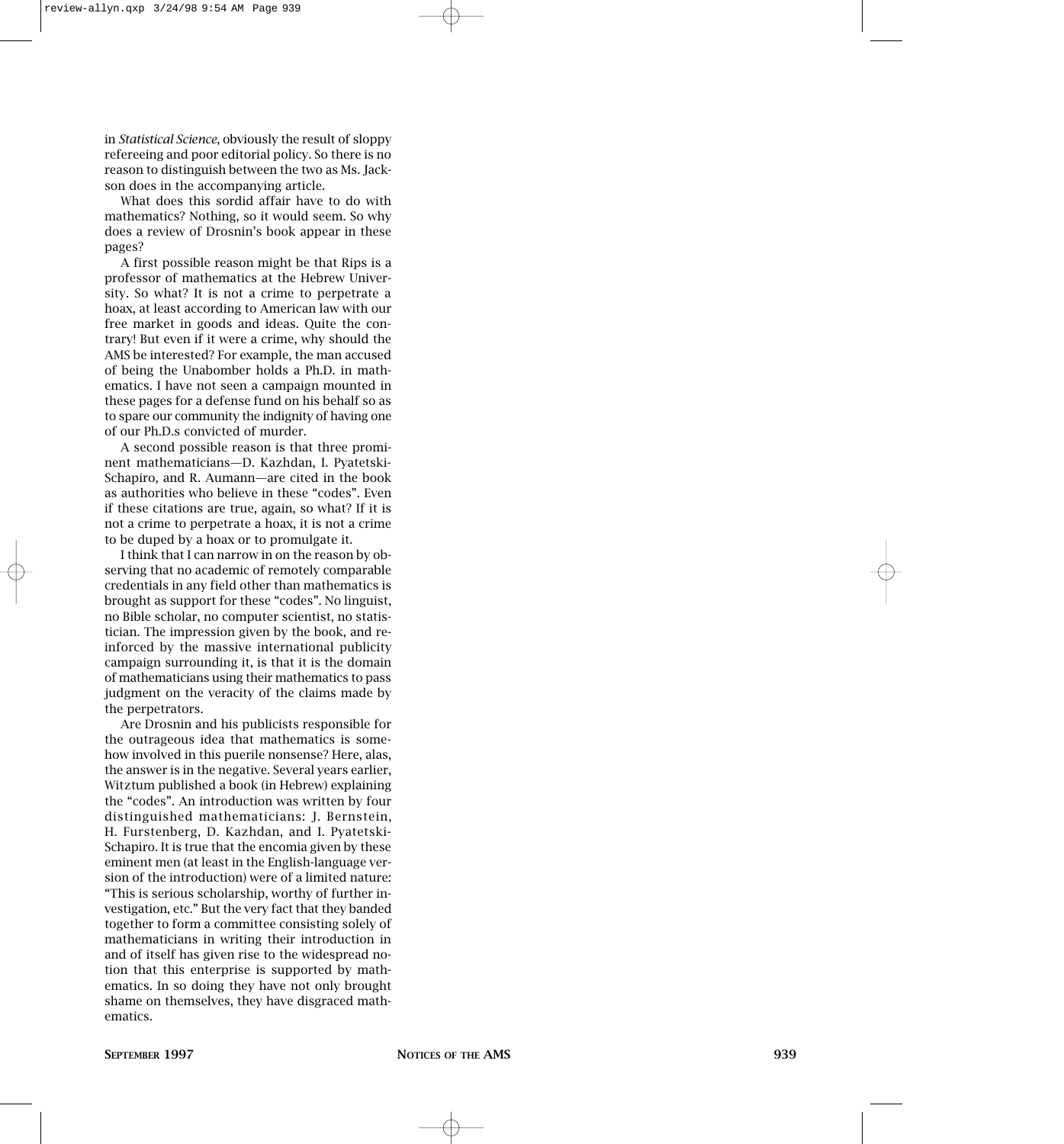in *Statistical Science*, obviously the result of sloppy refereeing and poor editorial policy. So there is no reason to distinguish between the two as Ms. Jackson does in the accompanying article.

What does this sordid affair have to do with mathematics? Nothing, so it would seem. So why does a review of Drosnin's book appear in these pages?

A first possible reason might be that Rips is a professor of mathematics at the Hebrew University. So what? It is not a crime to perpetrate a hoax, at least according to American law with our free market in goods and ideas. Quite the contrary! But even if it were a crime, why should the AMS be interested? For example, the man accused of being the Unabomber holds a Ph.D. in mathematics. I have not seen a campaign mounted in these pages for a defense fund on his behalf so as to spare our community the indignity of having one of our Ph.D.s convicted of murder.

A second possible reason is that three prominent mathematicians—D. Kazhdan, I. Pyatetski-Schapiro, and R. Aumann—are cited in the book as authorities who believe in these "codes". Even if these citations are true, again, so what? If it is not a crime to perpetrate a hoax, it is not a crime to be duped by a hoax or to promulgate it.

I think that I can narrow in on the reason by observing that no academic of remotely comparable credentials in any field other than mathematics is brought as support for these "codes". No linguist, no Bible scholar, no computer scientist, no statistician. The impression given by the book, and reinforced by the massive international publicity campaign surrounding it, is that it is the domain of mathematicians using their mathematics to pass judgment on the veracity of the claims made by the perpetrators.

Are Drosnin and his publicists responsible for the outrageous idea that mathematics is somehow involved in this puerile nonsense? Here, alas, the answer is in the negative. Several years earlier, Witztum published a book (in Hebrew) explaining the "codes". An introduction was written by four distinguished mathematicians: J. Bernstein, H. Furstenberg, D. Kazhdan, and I. Pyatetski-Schapiro. It is true that the encomia given by these eminent men (at least in the English-language version of the introduction) were of a limited nature: "This is serious scholarship, worthy of further investigation, etc." But the very fact that they banded together to form a committee consisting solely of mathematicians in writing their introduction in and of itself has given rise to the widespread notion that this enterprise is supported by mathematics. In so doing they have not only brought shame on themselves, they have disgraced mathematics.